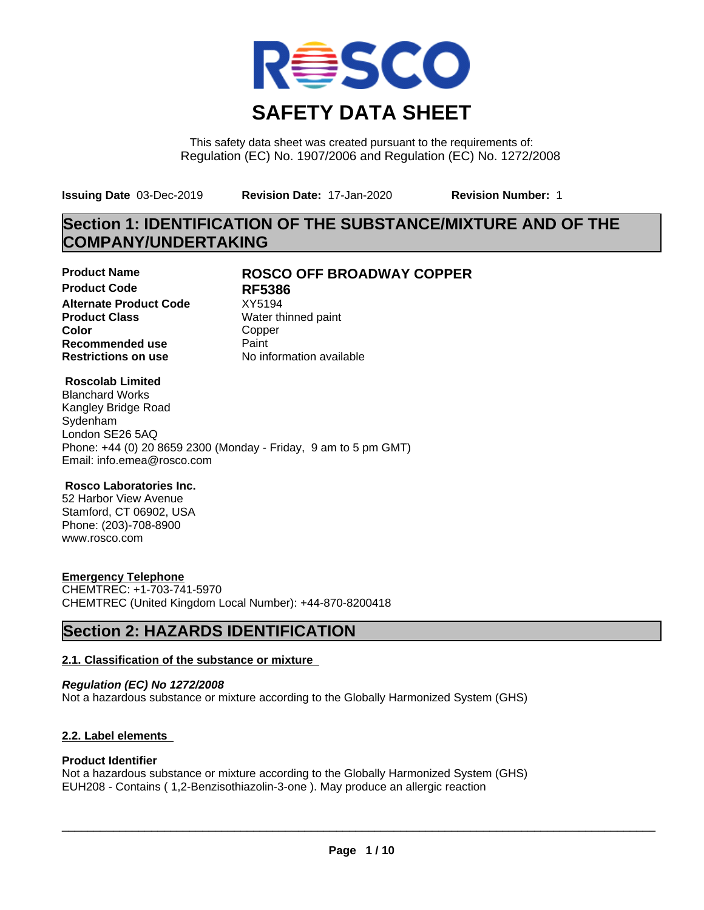# SAFETY DATA SHEET

This safety data sheet was created pursuant to the requirements of:
Regulation (EC) No. 1907/2006 and Regulation (EC) No. 1272/2008

**Issuing Date** 03-Dec-2019 **Revision Date:** 17-Jan-2020 **Revision Number:** 1

## Section 1: IDENTIFICATION OF THE SUBSTANCE/MIXTURE AND OF THE COMPANY/UNDERTAKING

| | |
|---|---|
| **Product Name** | **ROSCO OFF BROADWAY COPPER** |
| **Product Code** | **RF5386** |
| **Alternate Product Code** | XY5194 |
| **Product Class** | Water thinned paint |
| **Color** | Copper |
| **Recommended use** | Paint |
| **Restrictions on use** | No information available |

**Roscolab Limited**
Blanchard Works
Kangley Bridge Road
Sydenham
London SE26 5AQ
Phone: +44 (0) 20 8659 2300 (Monday - Friday, 9 am to 5 pm GMT)
Email: info.emea@rosco.com

**Rosco Laboratories Inc.**
52 Harbor View Avenue
Stamford, CT 06902, USA
Phone: (203)-708-8900
www.rosco.com

**Emergency Telephone**
CHEMTREC: +1-703-741-5970
CHEMTREC (United Kingdom Local Number): +44-870-8200418

## Section 2: HAZARDS IDENTIFICATION

### 2.1. Classification of the substance or mixture

***Regulation (EC) No 1272/2008***
Not a hazardous substance or mixture according to the Globally Harmonized System (GHS)

### 2.2. Label elements

**Product Identifier**
Not a hazardous substance or mixture according to the Globally Harmonized System (GHS)
EUH208 - Contains ( 1,2-Benzisothiazolin-3-one ). May produce an allergic reaction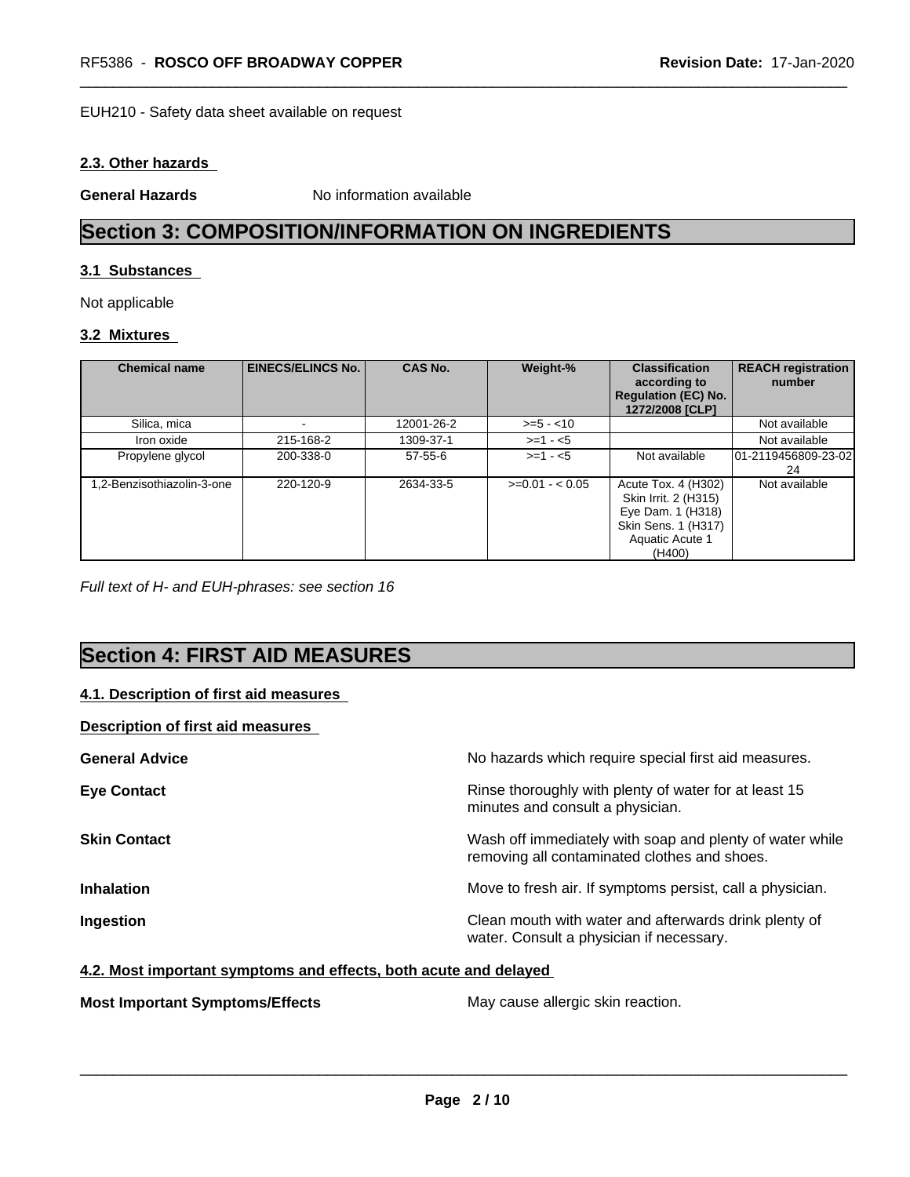EUH210 - Safety data sheet available on request

### 2.3. Other hazards

**General Hazards** No information available

# Section 3: COMPOSITION/INFORMATION ON INGREDIENTS

### 3.1 Substances

Not applicable

### 3.2 Mixtures

| Chemical name | EINECS/ELINCS No. | CAS No. | Weight-% | Classification according to Regulation (EC) No. 1272/2008 [CLP] | REACH registration number |
|---|---|---|---|---|---|
| Silica, mica | - | 12001-26-2 | >=5 - <10 | | Not available |
| Iron oxide | 215-168-2 | 1309-37-1 | >=1 - <5 | | Not available |
| Propylene glycol | 200-338-0 | 57-55-6 | >=1 - <5 | Not available | 01-2119456809-23-0224 |
| 1,2-Benzisothiazolin-3-one | 220-120-9 | 2634-33-5 | >=0.01 - < 0.05 | Acute Tox. 4 (H302) Skin Irrit. 2 (H315) Eye Dam. 1 (H318) Skin Sens. 1 (H317) Aquatic Acute 1 (H400) | Not available |

*Full text of H- and EUH-phrases: see section 16*

# Section 4: FIRST AID MEASURES

### 4.1. Description of first aid measures

**Description of first aid measures**

**General Advice** No hazards which require special first aid measures.

**Eye Contact** Rinse thoroughly with plenty of water for at least 15 minutes and consult a physician.

**Skin Contact** Wash off immediately with soap and plenty of water while removing all contaminated clothes and shoes.

**Inhalation** Move to fresh air. If symptoms persist, call a physician.

**Ingestion** Clean mouth with water and afterwards drink plenty of water. Consult a physician if necessary.

### 4.2. Most important symptoms and effects, both acute and delayed

**Most Important Symptoms/Effects** May cause allergic skin reaction.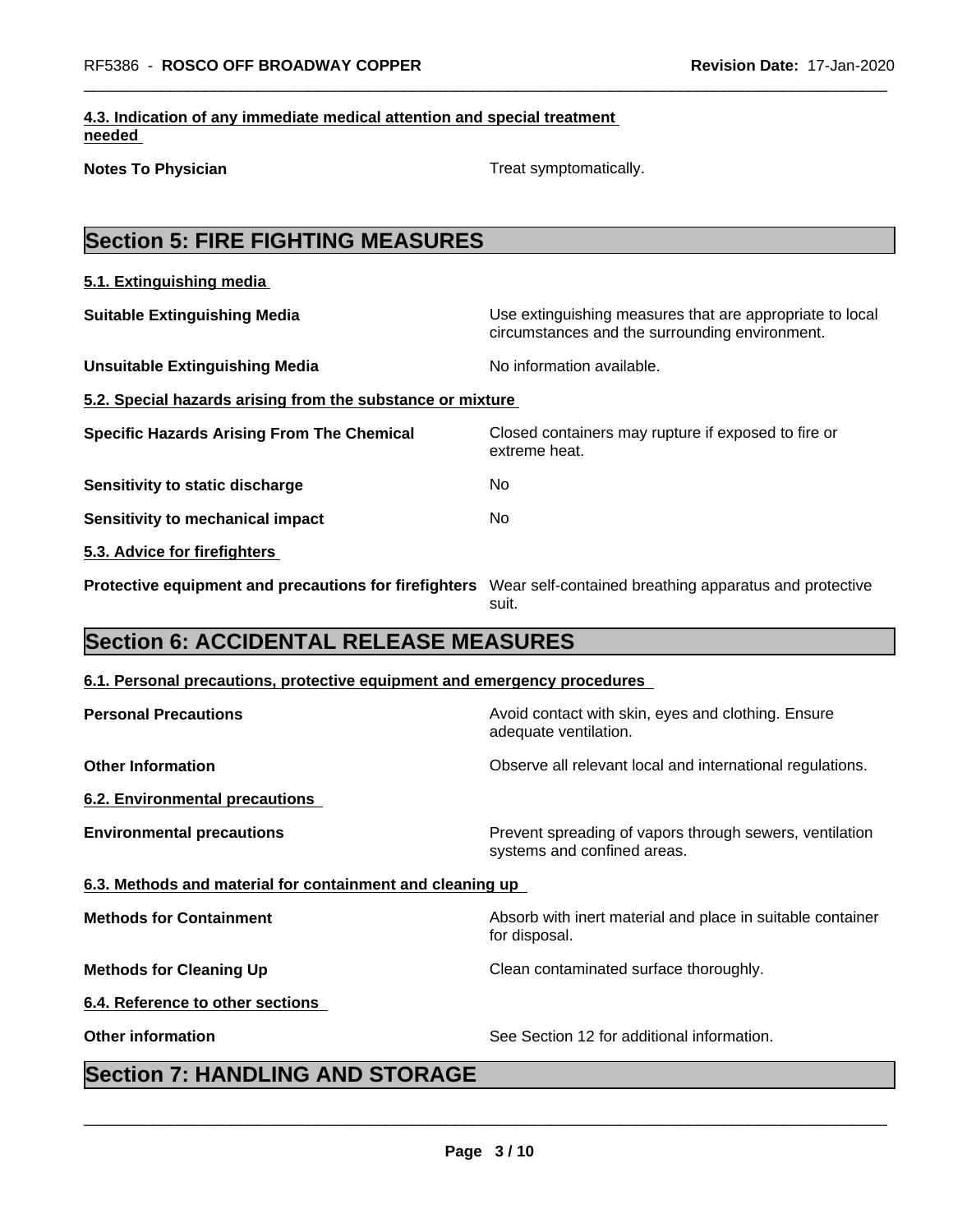#### 4.3. Indication of any immediate medical attention and special treatment needed

**Notes To Physician** Treat symptomatically.

## Section 5: FIRE FIGHTING MEASURES

#### 5.1. Extinguishing media

**Suitable Extinguishing Media** Use extinguishing measures that are appropriate to local circumstances and the surrounding environment.

**Unsuitable Extinguishing Media** No information available.

#### 5.2. Special hazards arising from the substance or mixture

**Specific Hazards Arising From The Chemical** Closed containers may rupture if exposed to fire or extreme heat.

**Sensitivity to static discharge** No

**Sensitivity to mechanical impact** No

#### 5.3. Advice for firefighters

**Protective equipment and precautions for firefighters** Wear self-contained breathing apparatus and protective suit.

## Section 6: ACCIDENTAL RELEASE MEASURES

#### 6.1. Personal precautions, protective equipment and emergency procedures

**Personal Precautions** Avoid contact with skin, eyes and clothing. Ensure adequate ventilation.

**Other Information** Observe all relevant local and international regulations.

#### 6.2. Environmental precautions

**Environmental precautions** Prevent spreading of vapors through sewers, ventilation systems and confined areas.

#### 6.3. Methods and material for containment and cleaning up

**Methods for Containment** Absorb with inert material and place in suitable container for disposal.

**Methods for Cleaning Up** Clean contaminated surface thoroughly.

#### 6.4. Reference to other sections

**Other information** See Section 12 for additional information.

## Section 7: HANDLING AND STORAGE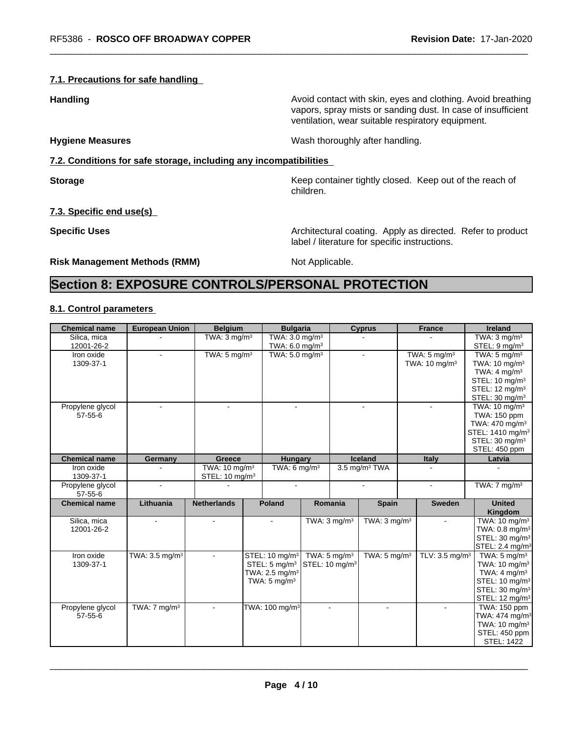### 7.1. Precautions for safe handling

**Handling** Avoid contact with skin, eyes and clothing. Avoid breathing vapors, spray mists or sanding dust. In case of insufficient ventilation, wear suitable respiratory equipment.

**Hygiene Measures** Wash thoroughly after handling.

### 7.2. Conditions for safe storage, including any incompatibilities

**Storage** Keep container tightly closed. Keep out of the reach of children.

### 7.3. Specific end use(s)

**Specific Uses** Architectural coating. Apply as directed. Refer to product label / literature for specific instructions.

**Risk Management Methods (RMM)** Not Applicable.

## Section 8: EXPOSURE CONTROLS/PERSONAL PROTECTION

### 8.1. Control parameters

| Chemical name | European Union | Belgium | Bulgaria | Cyprus | France | Ireland |
|---|---|---|---|---|---|---|
| Silica, mica 12001-26-2 | - | TWA: 3 mg/m³ | TWA: 3.0 mg/m³ TWA: 6.0 mg/m³ | - | - | TWA: 3 mg/m³ STEL: 9 mg/m³ |
| Iron oxide 1309-37-1 | - | TWA: 5 mg/m³ | TWA: 5.0 mg/m³ | - | TWA: 5 mg/m³ TWA: 10 mg/m³ | TWA: 5 mg/m³ TWA: 10 mg/m³ TWA: 4 mg/m³ STEL: 10 mg/m³ STEL: 12 mg/m³ STEL: 30 mg/m³ |
| Propylene glycol 57-55-6 | - | - | - | - | - | TWA: 10 mg/m³ TWA: 150 ppm TWA: 470 mg/m³ STEL: 1410 mg/m³ STEL: 30 mg/m³ STEL: 450 ppm |

| Chemical name | Germany | Greece | Hungary | Iceland | Italy | Latvia |
|---|---|---|---|---|---|---|
| Iron oxide 1309-37-1 | - | TWA: 10 mg/m³ STEL: 10 mg/m³ | TWA: 6 mg/m³ | 3.5 mg/m³ TWA | - | - |
| Propylene glycol 57-55-6 | - | - | - | - | - | TWA: 7 mg/m³ |

| Chemical name | Lithuania | Netherlands | Poland | Romania | Spain | Sweden | United Kingdom |
|---|---|---|---|---|---|---|---|
| Silica, mica 12001-26-2 | - | - | - | TWA: 3 mg/m³ | TWA: 3 mg/m³ | - | TWA: 10 mg/m³ TWA: 0.8 mg/m³ STEL: 30 mg/m³ STEL: 2.4 mg/m³ |
| Iron oxide 1309-37-1 | TWA: 3.5 mg/m³ | - | STEL: 10 mg/m³ STEL: 5 mg/m³ TWA: 2.5 mg/m³ TWA: 5 mg/m³ | TWA: 5 mg/m³ STEL: 10 mg/m³ | TWA: 5 mg/m³ | TLV: 3.5 mg/m³ | TWA: 5 mg/m³ TWA: 10 mg/m³ TWA: 4 mg/m³ STEL: 10 mg/m³ STEL: 30 mg/m³ STEL: 12 mg/m³ |
| Propylene glycol 57-55-6 | TWA: 7 mg/m³ | - | TWA: 100 mg/m³ | - | - | - | TWA: 150 ppm TWA: 474 mg/m³ TWA: 10 mg/m³ STEL: 450 ppm STEL: 1422 |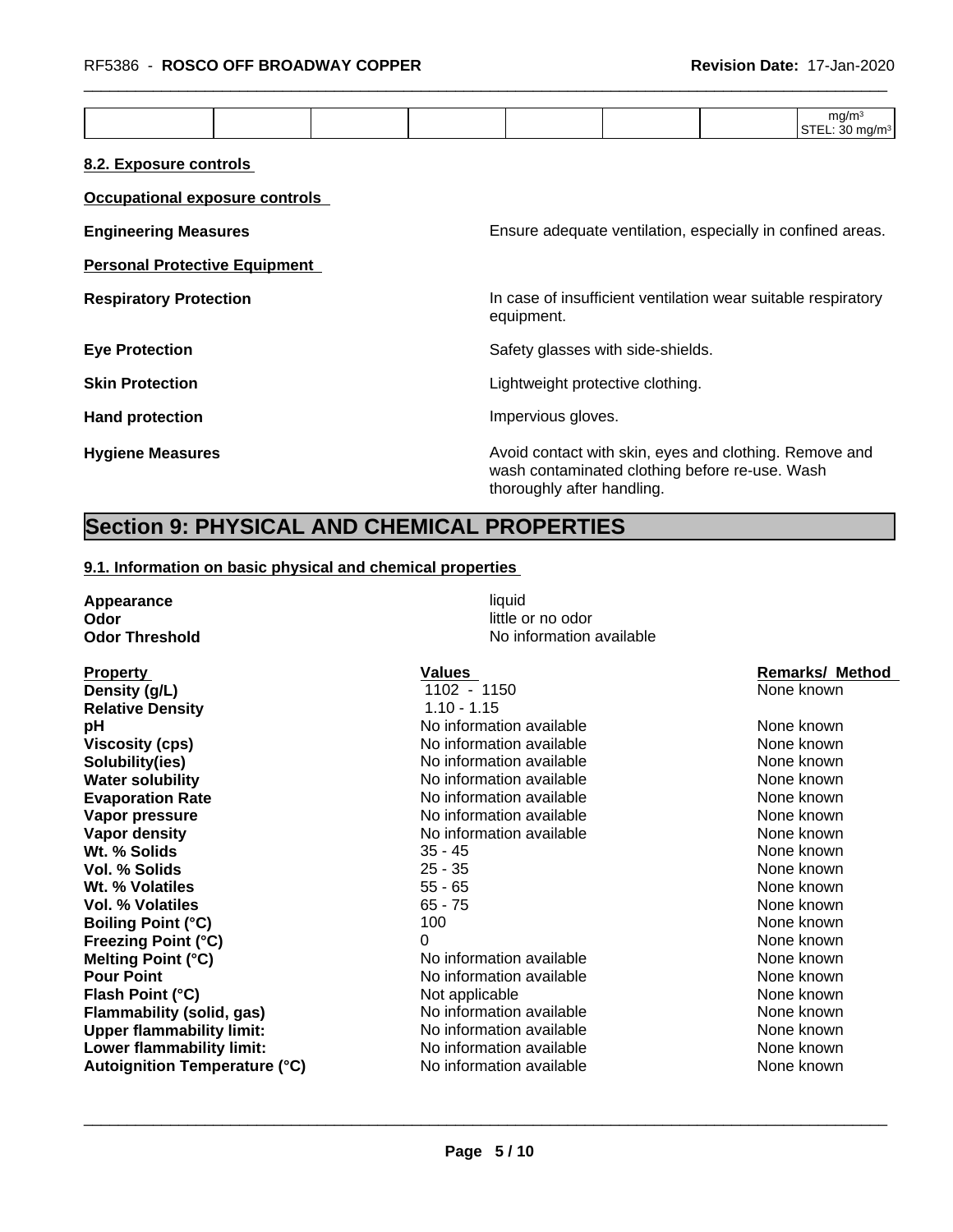| | | | | | | | mg/m³ STEL: 30 mg/m³ |
|---|---|---|---|---|---|---|---|

**8.2. Exposure controls**

**Occupational exposure controls**

**Engineering Measures** Ensure adequate ventilation, especially in confined areas.

**Personal Protective Equipment**

**Respiratory Protection** In case of insufficient ventilation wear suitable respiratory equipment.

**Eye Protection** Safety glasses with side-shields.

**Skin Protection** Lightweight protective clothing.

**Hand protection** Impervious gloves.

**Hygiene Measures** Avoid contact with skin, eyes and clothing. Remove and wash contaminated clothing before re-use. Wash thoroughly after handling.

# Section 9: PHYSICAL AND CHEMICAL PROPERTIES

**9.1. Information on basic physical and chemical properties**

**Appearance** liquid
**Odor** little or no odor
**Odor Threshold** No information available

| Property | Values | Remarks/ Method |
|---|---|---|
| **Density (g/L)** | 1102 - 1150 | None known |
| **Relative Density** | 1.10 - 1.15 | |
| **pH** | No information available | None known |
| **Viscosity (cps)** | No information available | None known |
| **Solubility(ies)** | No information available | None known |
| **Water solubility** | No information available | None known |
| **Evaporation Rate** | No information available | None known |
| **Vapor pressure** | No information available | None known |
| **Vapor density** | No information available | None known |
| **Wt. % Solids** | 35 - 45 | None known |
| **Vol. % Solids** | 25 - 35 | None known |
| **Wt. % Volatiles** | 55 - 65 | None known |
| **Vol. % Volatiles** | 65 - 75 | None known |
| **Boiling Point (°C)** | 100 | None known |
| **Freezing Point (°C)** | 0 | None known |
| **Melting Point (°C)** | No information available | None known |
| **Pour Point** | No information available | None known |
| **Flash Point (°C)** | Not applicable | None known |
| **Flammability (solid, gas)** | No information available | None known |
| **Upper flammability limit:** | No information available | None known |
| **Lower flammability limit:** | No information available | None known |
| **Autoignition Temperature (°C)** | No information available | None known |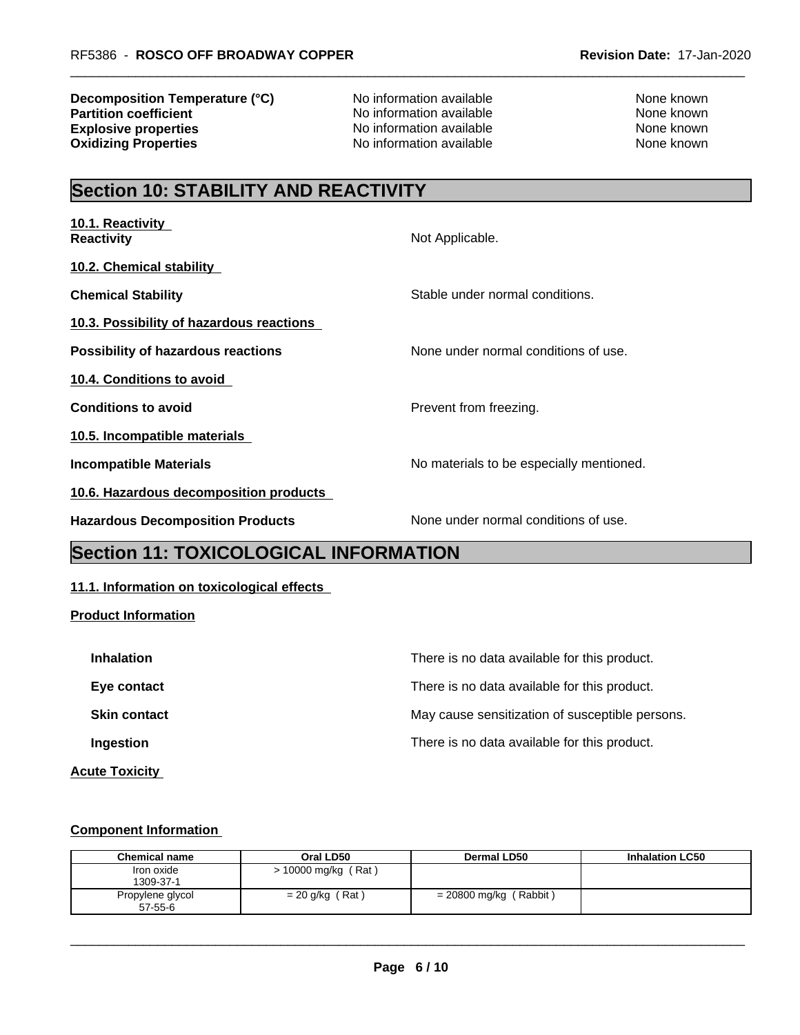| | | |
|---|---|---|
| **Decomposition Temperature (°C)** | No information available | None known |
| **Partition coefficient** | No information available | None known |
| **Explosive properties** | No information available | None known |
| **Oxidizing Properties** | No information available | None known |

## Section 10: STABILITY AND REACTIVITY

**10.1. Reactivity**

**Reactivity** — Not Applicable.

**10.2. Chemical stability**

**Chemical Stability** — Stable under normal conditions.

**10.3. Possibility of hazardous reactions**

**Possibility of hazardous reactions** — None under normal conditions of use.

**10.4. Conditions to avoid**

**Conditions to avoid** — Prevent from freezing.

**10.5. Incompatible materials**

**Incompatible Materials** — No materials to be especially mentioned.

**10.6. Hazardous decomposition products**

**Hazardous Decomposition Products** — None under normal conditions of use.

## Section 11: TOXICOLOGICAL INFORMATION

**11.1. Information on toxicological effects**

**Product Information**

**Inhalation** — There is no data available for this product.

**Eye contact** — There is no data available for this product.

**Skin contact** — May cause sensitization of susceptible persons.

**Ingestion** — There is no data available for this product.

**Acute Toxicity**

**Component Information**

| Chemical name | Oral LD50 | Dermal LD50 | Inhalation LC50 |
|---|---|---|---|
| Iron oxide<br>1309-37-1 | > 10000 mg/kg ( Rat ) | | |
| Propylene glycol<br>57-55-6 | = 20 g/kg ( Rat ) | = 20800 mg/kg ( Rabbit ) | |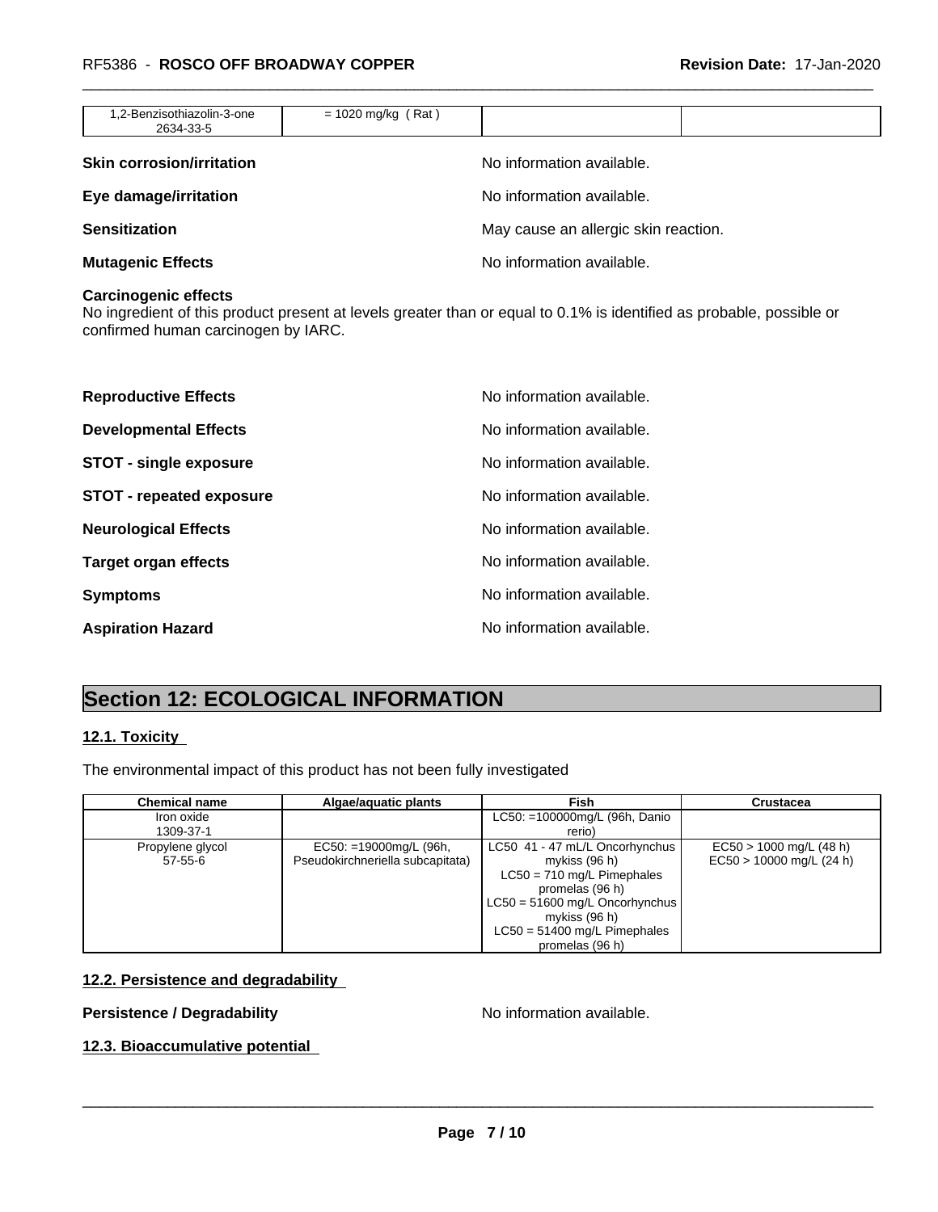| 1,2-Benzisothiazolin-3-one<br>2634-33-5 | = 1020 mg/kg ( Rat ) | | |
|---|---|---|---|

**Skin corrosion/irritation** No information available.

**Eye damage/irritation** No information available.

**Sensitization** May cause an allergic skin reaction.

**Mutagenic Effects** No information available.

**Carcinogenic effects**
No ingredient of this product present at levels greater than or equal to 0.1% is identified as probable, possible or confirmed human carcinogen by IARC.

**Reproductive Effects** No information available.

**Developmental Effects** No information available.

**STOT - single exposure** No information available.

**STOT - repeated exposure** No information available.

**Neurological Effects** No information available.

**Target organ effects** No information available.

**Symptoms** No information available.

**Aspiration Hazard** No information available.

# Section 12: ECOLOGICAL INFORMATION

## 12.1. Toxicity

The environmental impact of this product has not been fully investigated

| Chemical name | Algae/aquatic plants | Fish | Crustacea |
|---|---|---|---|
| Iron oxide<br>1309-37-1 | | LC50: =100000mg/L (96h, Danio rerio) | |
| Propylene glycol<br>57-55-6 | EC50: =19000mg/L (96h, Pseudokirchneriella subcapitata) | LC50 41 - 47 mL/L Oncorhynchus mykiss (96 h)<br>LC50 = 710 mg/L Pimephales promelas (96 h)<br>LC50 = 51600 mg/L Oncorhynchus mykiss (96 h)<br>LC50 = 51400 mg/L Pimephales promelas (96 h) | EC50 > 1000 mg/L (48 h)<br>EC50 > 10000 mg/L (24 h) |

## 12.2. Persistence and degradability

**Persistence / Degradability** No information available.

## 12.3. Bioaccumulative potential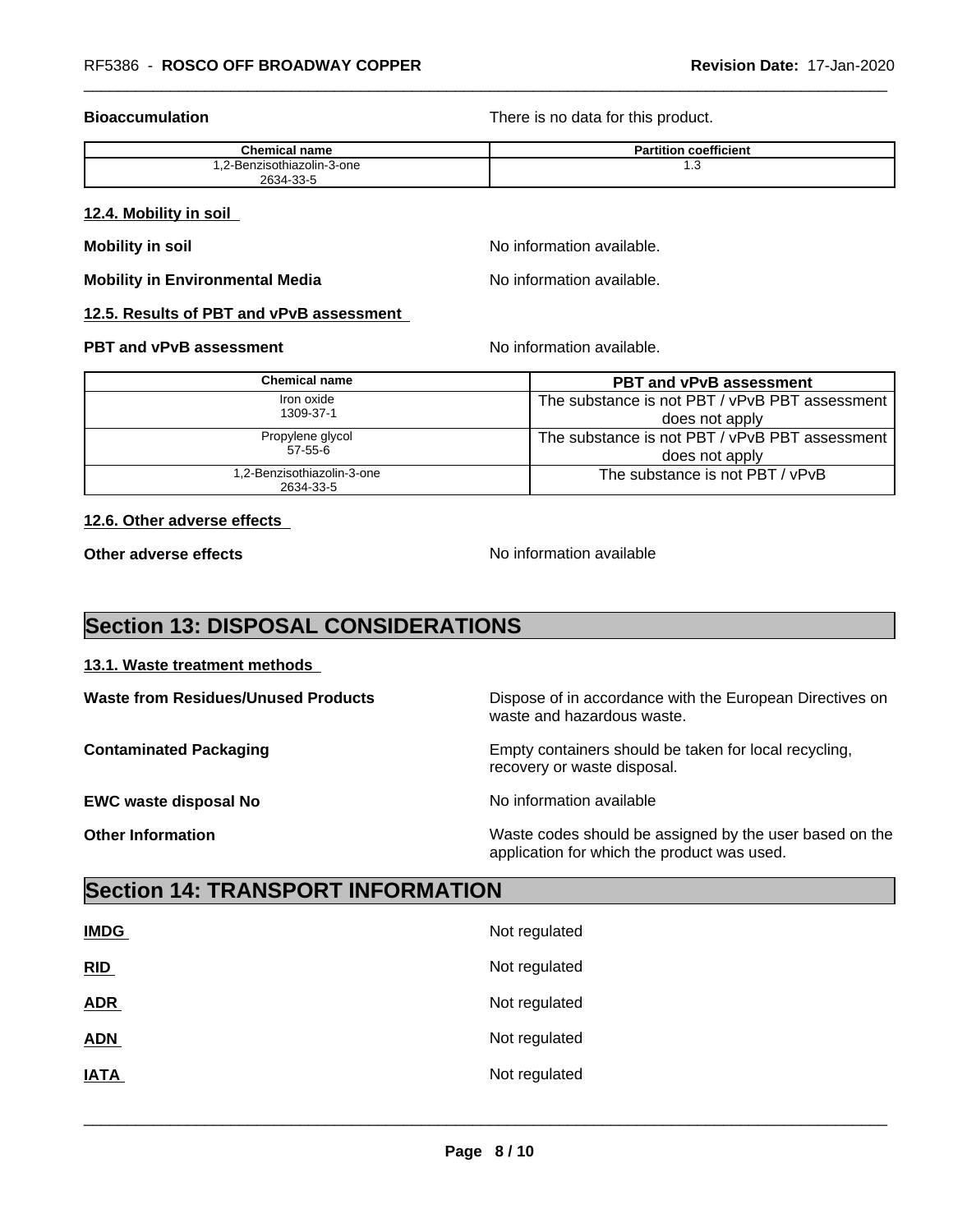**Bioaccumulation** There is no data for this product.

| Chemical name | Partition coefficient |
| --- | --- |
| 1,2-Benzisothiazolin-3-one 2634-33-5 | 1.3 |

### 12.4. Mobility in soil

**Mobility in soil** No information available.

**Mobility in Environmental Media** No information available.

### 12.5. Results of PBT and vPvB assessment

**PBT and vPvB assessment** No information available.

| Chemical name | PBT and vPvB assessment |
| --- | --- |
| Iron oxide 1309-37-1 | The substance is not PBT / vPvB PBT assessment does not apply |
| Propylene glycol 57-55-6 | The substance is not PBT / vPvB PBT assessment does not apply |
| 1,2-Benzisothiazolin-3-one 2634-33-5 | The substance is not PBT / vPvB |

### 12.6. Other adverse effects

**Other adverse effects** No information available

## Section 13: DISPOSAL CONSIDERATIONS

### 13.1. Waste treatment methods

**Waste from Residues/Unused Products** Dispose of in accordance with the European Directives on waste and hazardous waste.

**Contaminated Packaging** Empty containers should be taken for local recycling, recovery or waste disposal.

**EWC waste disposal No** No information available

**Other Information** Waste codes should be assigned by the user based on the application for which the product was used.

## Section 14: TRANSPORT INFORMATION

**IMDG** Not regulated

**RID** Not regulated

**ADR** Not regulated

**ADN** Not regulated

**IATA** Not regulated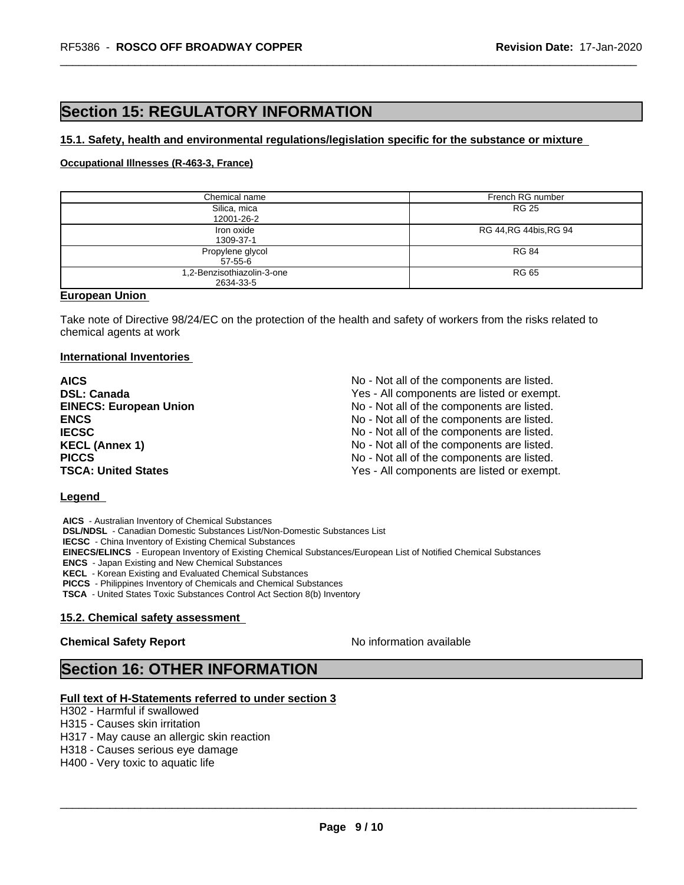## Section 15: REGULATORY INFORMATION

### 15.1. Safety, health and environmental regulations/legislation specific for the substance or mixture

**Occupational Illnesses (R-463-3, France)**

| Chemical name | French RG number |
|---|---|
| Silica, mica<br>12001-26-2 | RG 25 |
| Iron oxide<br>1309-37-1 | RG 44,RG 44bis,RG 94 |
| Propylene glycol<br>57-55-6 | RG 84 |
| 1,2-Benzisothiazolin-3-one<br>2634-33-5 | RG 65 |

**European Union**

Take note of Directive 98/24/EC on the protection of the health and safety of workers from the risks related to chemical agents at work

**International Inventories**

| | |
|---|---|
| **AICS** | No - Not all of the components are listed. |
| **DSL: Canada** | Yes - All components are listed or exempt. |
| **EINECS: European Union** | No - Not all of the components are listed. |
| **ENCS** | No - Not all of the components are listed. |
| **IECSC** | No - Not all of the components are listed. |
| **KECL (Annex 1)** | No - Not all of the components are listed. |
| **PICCS** | No - Not all of the components are listed. |
| **TSCA: United States** | Yes - All components are listed or exempt. |

**Legend**

**AICS** - Australian Inventory of Chemical Substances
**DSL/NDSL** - Canadian Domestic Substances List/Non-Domestic Substances List
**IECSC** - China Inventory of Existing Chemical Substances
**EINECS/ELINCS** - European Inventory of Existing Chemical Substances/European List of Notified Chemical Substances
**ENCS** - Japan Existing and New Chemical Substances
**KECL** - Korean Existing and Evaluated Chemical Substances
**PICCS** - Philippines Inventory of Chemicals and Chemical Substances
**TSCA** - United States Toxic Substances Control Act Section 8(b) Inventory

### 15.2. Chemical safety assessment

**Chemical Safety Report** No information available

## Section 16: OTHER INFORMATION

**Full text of H-Statements referred to under section 3**

H302 - Harmful if swallowed
H315 - Causes skin irritation
H317 - May cause an allergic skin reaction
H318 - Causes serious eye damage
H400 - Very toxic to aquatic life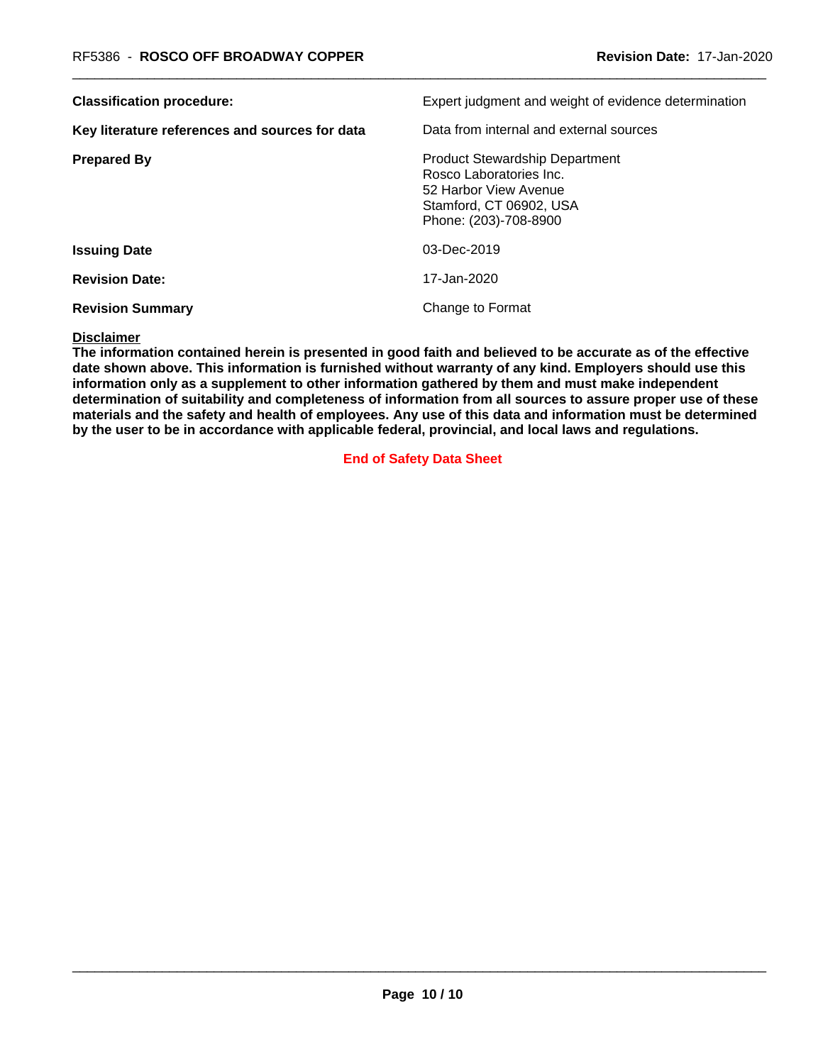| | |
|---|---|
| **Classification procedure:** | Expert judgment and weight of evidence determination |
| **Key literature references and sources for data** | Data from internal and external sources |
| **Prepared By** | Product Stewardship Department<br>Rosco Laboratories Inc.<br>52 Harbor View Avenue<br>Stamford, CT 06902, USA<br>Phone: (203)-708-8900 |
| **Issuing Date** | 03-Dec-2019 |
| **Revision Date:** | 17-Jan-2020 |
| **Revision Summary** | Change to Format |

**Disclaimer**

**The information contained herein is presented in good faith and believed to be accurate as of the effective date shown above. This information is furnished without warranty of any kind. Employers should use this information only as a supplement to other information gathered by them and must make independent determination of suitability and completeness of information from all sources to assure proper use of these materials and the safety and health of employees. Any use of this data and information must be determined by the user to be in accordance with applicable federal, provincial, and local laws and regulations.**

**End of Safety Data Sheet**